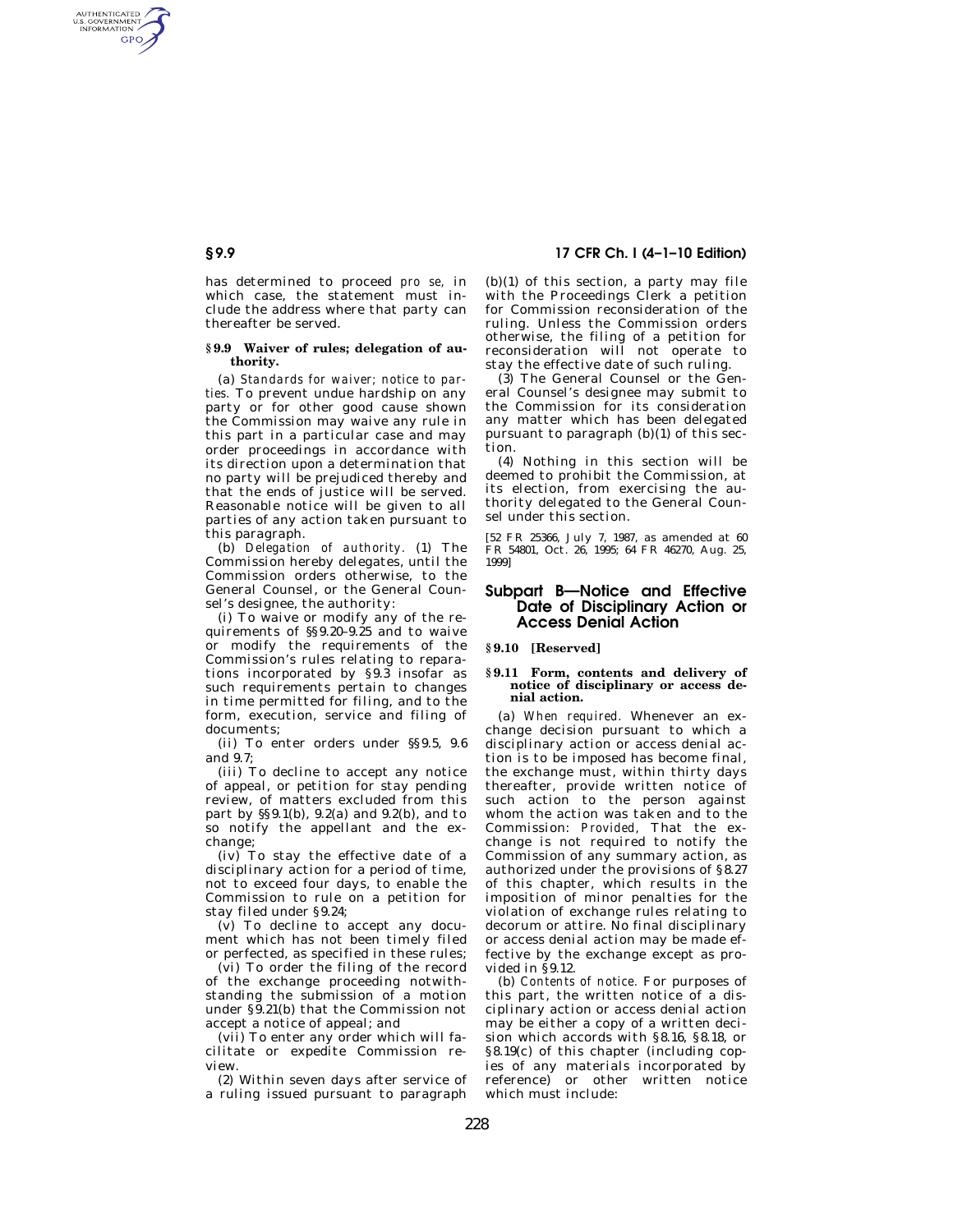has determined to proceed *pro se,* in which case, the statement must include the address where that party can thereafter be served.

### § 9.9 Waiver of rules; delegation of authority.

(a) *Standards for waiver; notice to parties.* To prevent undue hardship on any party or for other good cause shown the Commission may waive any rule in this part in a particular case and may order proceedings in accordance with its direction upon a determination that no party will be prejudiced thereby and that the ends of justice will be served. Reasonable notice will be given to all parties of any action taken pursuant to this paragraph.

(b) *Delegation of authority.* (1) The Commission hereby delegates, until the Commission orders otherwise, to the General Counsel, or the General Counsel's designee, the authority:

(i) To waive or modify any of the requirements of §§ 9.20–9.25 and to waive or modify the requirements of the Commission's rules relating to reparations incorporated by § 9.3 insofar as such requirements pertain to changes in time permitted for filing, and to the form, execution, service and filing of documents;

(ii) To enter orders under §§ 9.5, 9.6 and 9.7;

(iii) To decline to accept any notice of appeal, or petition for stay pending review, of matters excluded from this part by §§ 9.1(b), 9.2(a) and 9.2(b), and to so notify the appellant and the exchange;

(iv) To stay the effective date of a disciplinary action for a period of time, not to exceed four days, to enable the Commission to rule on a petition for stay filed under § 9.24;

(v) To decline to accept any document which has not been timely filed or perfected, as specified in these rules;

(vi) To order the filing of the record of the exchange proceeding notwithstanding the submission of a motion under § 9.21(b) that the Commission not accept a notice of appeal; and

(vii) To enter any order which will facilitate or expedite Commission review.

(2) Within seven days after service of a ruling issued pursuant to paragraph (b)(1) of this section, a party may file with the Proceedings Clerk a petition for Commission reconsideration of the ruling. Unless the Commission orders otherwise, the filing of a petition for reconsideration will not operate to stay the effective date of such ruling.

(3) The General Counsel or the General Counsel's designee may submit to the Commission for its consideration any matter which has been delegated pursuant to paragraph (b)(1) of this section.

(4) Nothing in this section will be deemed to prohibit the Commission, at its election, from exercising the authority delegated to the General Counsel under this section.

[52 FR 25366, July 7, 1987, as amended at 60 FR 54801, Oct. 26, 1995; 64 FR 46270, Aug. 25, 1999]

## Subpart B—Notice and Effective Date of Disciplinary Action or Access Denial Action

### § 9.10 [Reserved]

### § 9.11 Form, contents and delivery of notice of disciplinary or access denial action.

(a) *When required.* Whenever an exchange decision pursuant to which a disciplinary action or access denial action is to be imposed has become final, the exchange must, within thirty days thereafter, provide written notice of such action to the person against whom the action was taken and to the Commission: *Provided,* That the exchange is not required to notify the Commission of any summary action, as authorized under the provisions of § 8.27 of this chapter, which results in the imposition of minor penalties for the violation of exchange rules relating to decorum or attire. No final disciplinary or access denial action may be made effective by the exchange except as provided in § 9.12.

(b) *Contents of notice.* For purposes of this part, the written notice of a disciplinary action or access denial action may be either a copy of a written decision which accords with § 8.16, § 8.18, or § 8.19(c) of this chapter (including copies of any materials incorporated by reference) or other written notice which must include: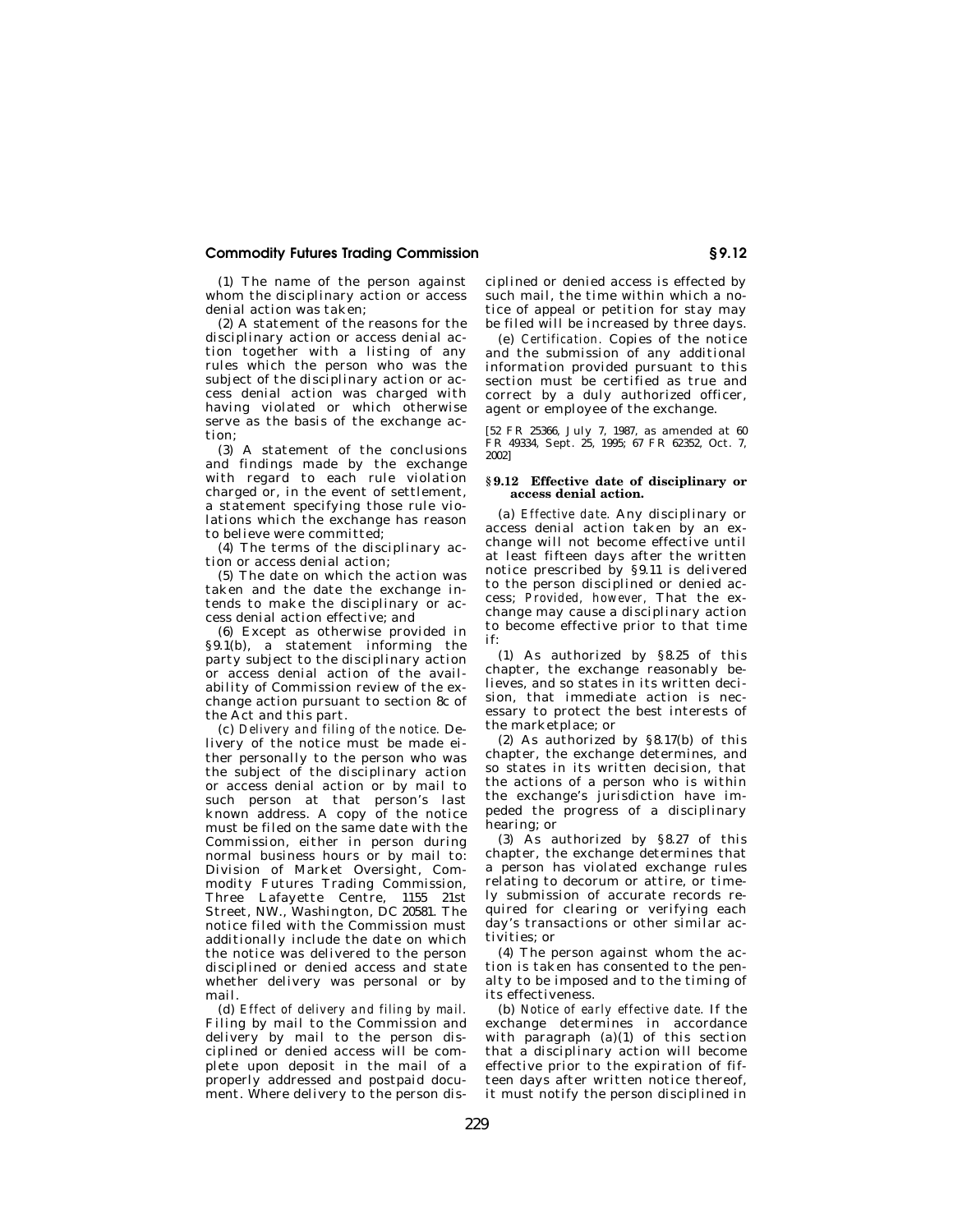(1) The name of the person against whom the disciplinary action or access denial action was taken;

(2) A statement of the reasons for the disciplinary action or access denial action together with a listing of any rules which the person who was the subject of the disciplinary action or access denial action was charged with having violated or which otherwise serve as the basis of the exchange action;

(3) A statement of the conclusions and findings made by the exchange with regard to each rule violation charged or, in the event of settlement, a statement specifying those rule violations which the exchange has reason to believe were committed;

(4) The terms of the disciplinary action or access denial action;

(5) The date on which the action was taken and the date the exchange intends to make the disciplinary or access denial action effective; and

(6) Except as otherwise provided in §9.1(b), a statement informing the party subject to the disciplinary action or access denial action of the availability of Commission review of the exchange action pursuant to section 8c of the Act and this part.

(c) *Delivery and filing of the notice.* Delivery of the notice must be made either personally to the person who was the subject of the disciplinary action or access denial action or by mail to such person at that person's last known address. A copy of the notice must be filed on the same date with the Commission, either in person during normal business hours or by mail to: Division of Market Oversight, Commodity Futures Trading Commission, Three Lafayette Centre, 1155 21st Street, NW., Washington, DC 20581. The notice filed with the Commission must additionally include the date on which the notice was delivered to the person disciplined or denied access and state whether delivery was personal or by mail.

(d) *Effect of delivery and filing by mail.* Filing by mail to the Commission and delivery by mail to the person disciplined or denied access will be complete upon deposit in the mail of a properly addressed and postpaid document. Where delivery to the person disciplined or denied access is effected by such mail, the time within which a notice of appeal or petition for stay may be filed will be increased by three days.

(e) *Certification.* Copies of the notice and the submission of any additional information provided pursuant to this section must be certified as true and correct by a duly authorized officer, agent or employee of the exchange.

[52 FR 25366, July 7, 1987, as amended at 60 FR 49334, Sept. 25, 1995; 67 FR 62352, Oct. 7, 2002]

### §9.12 Effective date of disciplinary or access denial action.

(a) *Effective date.* Any disciplinary or access denial action taken by an exchange will not become effective until at least fifteen days after the written notice prescribed by §9.11 is delivered to the person disciplined or denied access; *Provided, however,* That the exchange may cause a disciplinary action to become effective prior to that time if:

(1) As authorized by §8.25 of this chapter, the exchange reasonably believes, and so states in its written decision, that immediate action is necessary to protect the best interests of the marketplace; or

(2) As authorized by §8.17(b) of this chapter, the exchange determines, and so states in its written decision, that the actions of a person who is within the exchange's jurisdiction have impeded the progress of a disciplinary hearing; or

(3) As authorized by §8.27 of this chapter, the exchange determines that a person has violated exchange rules relating to decorum or attire, or timely submission of accurate records required for clearing or verifying each day's transactions or other similar activities; or

(4) The person against whom the action is taken has consented to the penalty to be imposed and to the timing of its effectiveness.

(b) *Notice of early effective date.* If the exchange determines in accordance with paragraph (a)(1) of this section that a disciplinary action will become effective prior to the expiration of fifteen days after written notice thereof, it must notify the person disciplined in